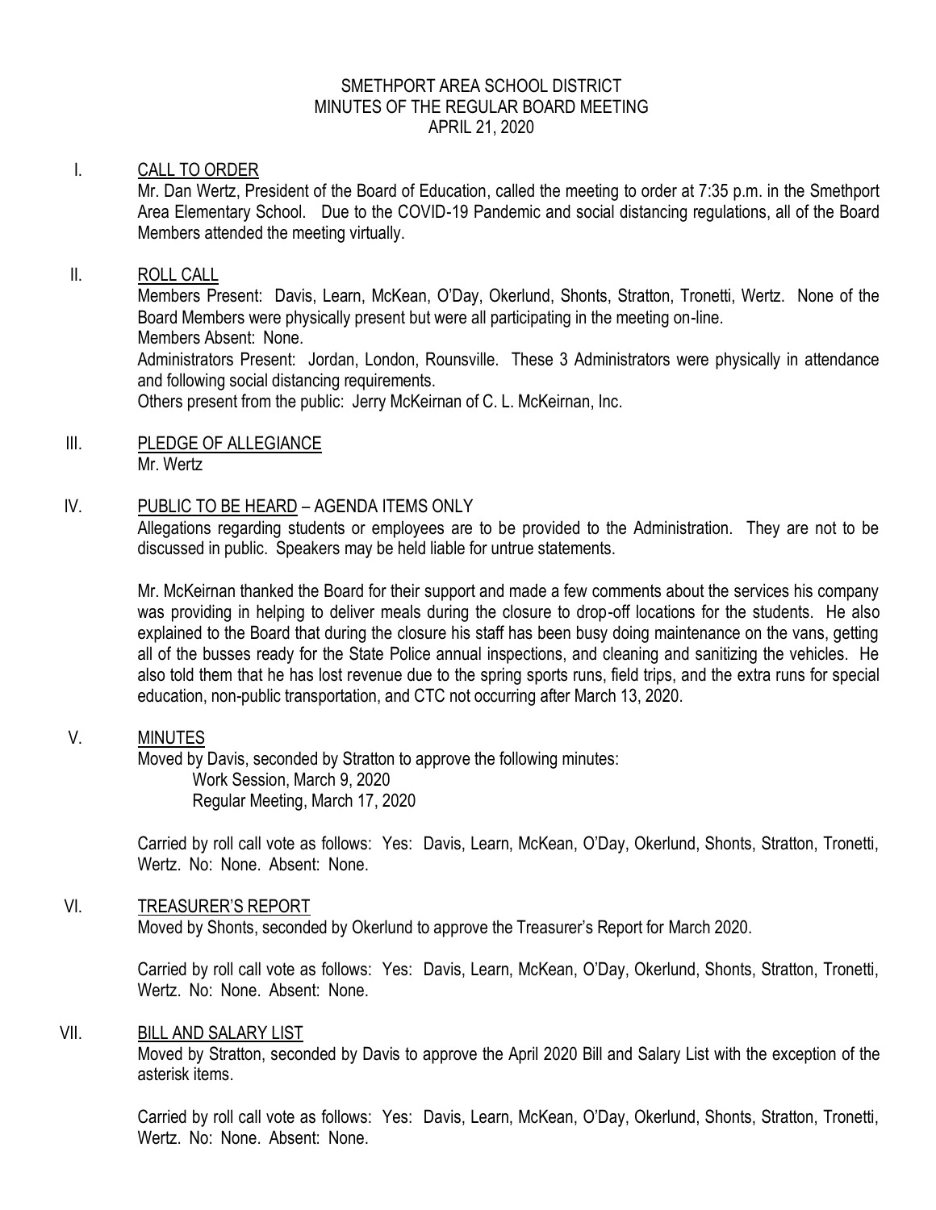# SMETHPORT AREA SCHOOL DISTRICT
## MINUTES OF THE REGULAR BOARD MEETING
### APRIL 21, 2020

## I. CALL TO ORDER

Mr. Dan Wertz, President of the Board of Education, called the meeting to order at 7:35 p.m. in the Smethport Area Elementary School. Due to the COVID-19 Pandemic and social distancing regulations, all of the Board Members attended the meeting virtually.

## II. ROLL CALL

Members Present: Davis, Learn, McKean, O'Day, Okerlund, Shonts, Stratton, Tronetti, Wertz. None of the Board Members were physically present but were all participating in the meeting on-line.

Members Absent: None.

Administrators Present: Jordan, London, Rounsville. These 3 Administrators were physically in attendance and following social distancing requirements.

Others present from the public: Jerry McKeirnan of C. L. McKeirnan, Inc.

## III. PLEDGE OF ALLEGIANCE

Mr. Wertz

## IV. PUBLIC TO BE HEARD – AGENDA ITEMS ONLY

Allegations regarding students or employees are to be provided to the Administration. They are not to be discussed in public. Speakers may be held liable for untrue statements.

Mr. McKeirnan thanked the Board for their support and made a few comments about the services his company was providing in helping to deliver meals during the closure to drop-off locations for the students. He also explained to the Board that during the closure his staff has been busy doing maintenance on the vans, getting all of the busses ready for the State Police annual inspections, and cleaning and sanitizing the vehicles. He also told them that he has lost revenue due to the spring sports runs, field trips, and the extra runs for special education, non-public transportation, and CTC not occurring after March 13, 2020.

## V. MINUTES

Moved by Davis, seconded by Stratton to approve the following minutes:

Work Session, March 9, 2020
Regular Meeting, March 17, 2020

Carried by roll call vote as follows: Yes: Davis, Learn, McKean, O'Day, Okerlund, Shonts, Stratton, Tronetti, Wertz. No: None. Absent: None.

## VI. TREASURER'S REPORT

Moved by Shonts, seconded by Okerlund to approve the Treasurer's Report for March 2020.

Carried by roll call vote as follows: Yes: Davis, Learn, McKean, O'Day, Okerlund, Shonts, Stratton, Tronetti, Wertz. No: None. Absent: None.

## VII. BILL AND SALARY LIST

Moved by Stratton, seconded by Davis to approve the April 2020 Bill and Salary List with the exception of the asterisk items.

Carried by roll call vote as follows: Yes: Davis, Learn, McKean, O'Day, Okerlund, Shonts, Stratton, Tronetti, Wertz. No: None. Absent: None.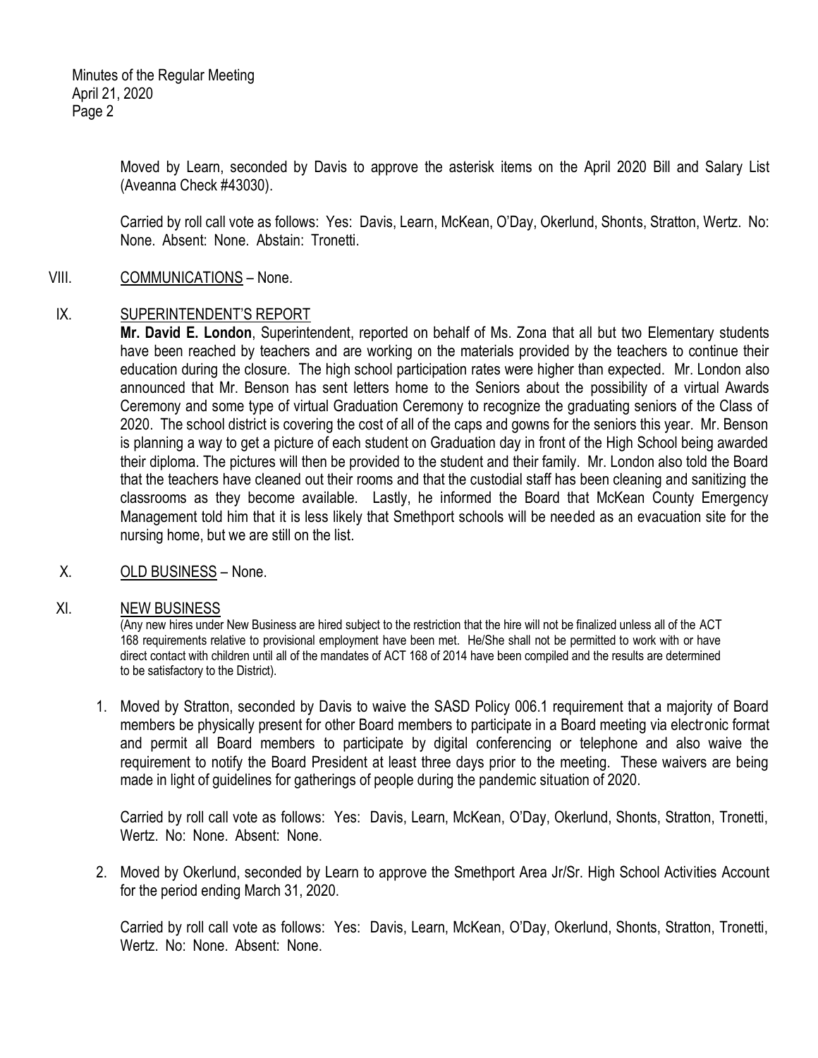Moved by Learn, seconded by Davis to approve the asterisk items on the April 2020 Bill and Salary List (Aveanna Check #43030).

Carried by roll call vote as follows: Yes: Davis, Learn, McKean, O'Day, Okerlund, Shonts, Stratton, Wertz. No: None. Absent: None. Abstain: Tronetti.

VIII. <u>COMMUNICATIONS</u> – None.

IX. <u>SUPERINTENDENT'S REPORT</u>

**Mr. David E. London**, Superintendent, reported on behalf of Ms. Zona that all but two Elementary students have been reached by teachers and are working on the materials provided by the teachers to continue their education during the closure. The high school participation rates were higher than expected. Mr. London also announced that Mr. Benson has sent letters home to the Seniors about the possibility of a virtual Awards Ceremony and some type of virtual Graduation Ceremony to recognize the graduating seniors of the Class of 2020. The school district is covering the cost of all of the caps and gowns for the seniors this year. Mr. Benson is planning a way to get a picture of each student on Graduation day in front of the High School being awarded their diploma. The pictures will then be provided to the student and their family. Mr. London also told the Board that the teachers have cleaned out their rooms and that the custodial staff has been cleaning and sanitizing the classrooms as they become available. Lastly, he informed the Board that McKean County Emergency Management told him that it is less likely that Smethport schools will be needed as an evacuation site for the nursing home, but we are still on the list.

X. <u>OLD BUSINESS</u> – None.

XI. <u>NEW BUSINESS</u>

(Any new hires under New Business are hired subject to the restriction that the hire will not be finalized unless all of the ACT 168 requirements relative to provisional employment have been met. He/She shall not be permitted to work with or have direct contact with children until all of the mandates of ACT 168 of 2014 have been compiled and the results are determined to be satisfactory to the District).

1. Moved by Stratton, seconded by Davis to waive the SASD Policy 006.1 requirement that a majority of Board members be physically present for other Board members to participate in a Board meeting via electronic format and permit all Board members to participate by digital conferencing or telephone and also waive the requirement to notify the Board President at least three days prior to the meeting. These waivers are being made in light of guidelines for gatherings of people during the pandemic situation of 2020.

   Carried by roll call vote as follows: Yes: Davis, Learn, McKean, O'Day, Okerlund, Shonts, Stratton, Tronetti, Wertz. No: None. Absent: None.

2. Moved by Okerlund, seconded by Learn to approve the Smethport Area Jr/Sr. High School Activities Account for the period ending March 31, 2020.

   Carried by roll call vote as follows: Yes: Davis, Learn, McKean, O'Day, Okerlund, Shonts, Stratton, Tronetti, Wertz. No: None. Absent: None.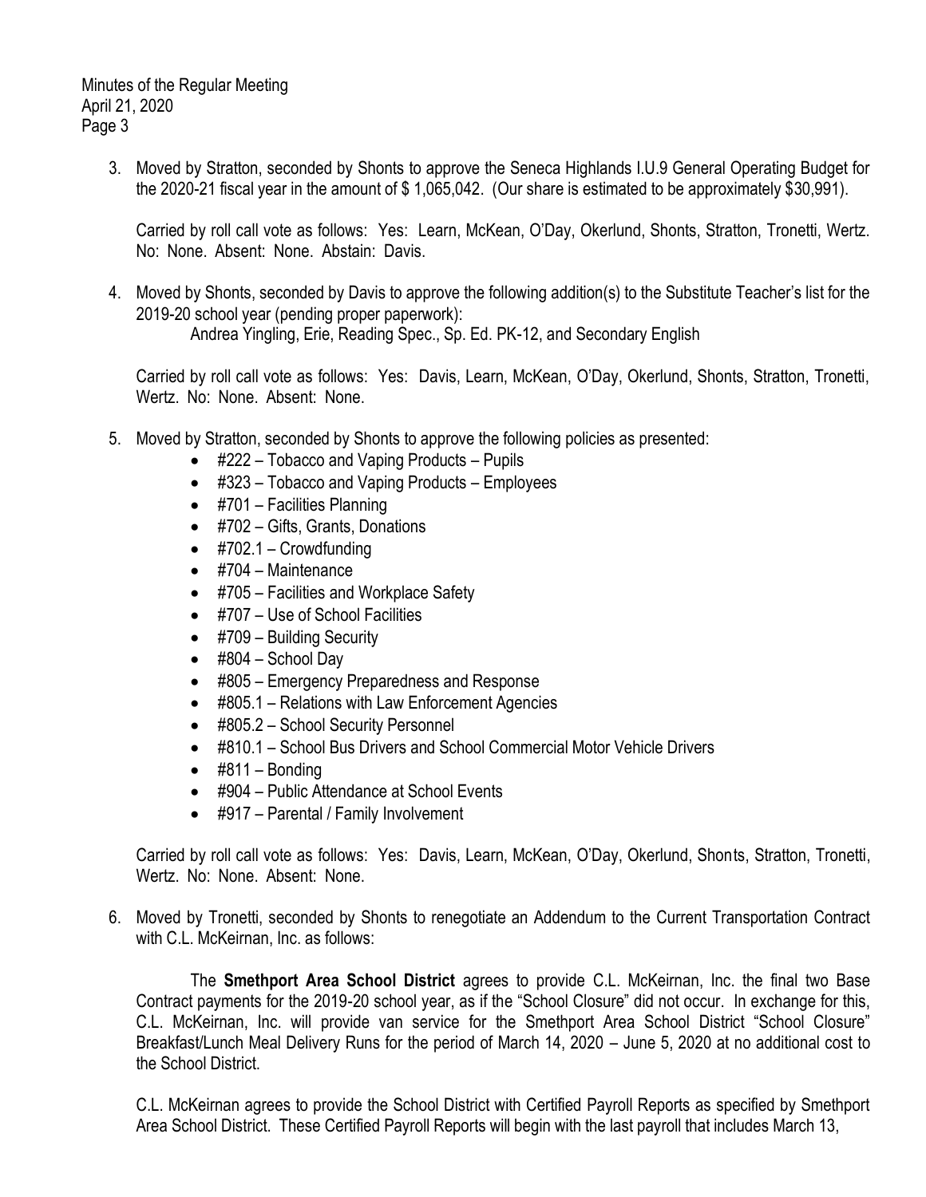3. Moved by Stratton, seconded by Shonts to approve the Seneca Highlands I.U.9 General Operating Budget for the 2020-21 fiscal year in the amount of $ 1,065,042. (Our share is estimated to be approximately $30,991).

   Carried by roll call vote as follows: Yes: Learn, McKean, O'Day, Okerlund, Shonts, Stratton, Tronetti, Wertz. No: None. Absent: None. Abstain: Davis.

4. Moved by Shonts, seconded by Davis to approve the following addition(s) to the Substitute Teacher's list for the 2019-20 school year (pending proper paperwork):

   Andrea Yingling, Erie, Reading Spec., Sp. Ed. PK-12, and Secondary English

   Carried by roll call vote as follows: Yes: Davis, Learn, McKean, O'Day, Okerlund, Shonts, Stratton, Tronetti, Wertz. No: None. Absent: None.

5. Moved by Stratton, seconded by Shonts to approve the following policies as presented:
   - #222 – Tobacco and Vaping Products – Pupils
   - #323 – Tobacco and Vaping Products – Employees
   - #701 – Facilities Planning
   - #702 – Gifts, Grants, Donations
   - #702.1 – Crowdfunding
   - #704 – Maintenance
   - #705 – Facilities and Workplace Safety
   - #707 – Use of School Facilities
   - #709 – Building Security
   - #804 – School Day
   - #805 – Emergency Preparedness and Response
   - #805.1 – Relations with Law Enforcement Agencies
   - #805.2 – School Security Personnel
   - #810.1 – School Bus Drivers and School Commercial Motor Vehicle Drivers
   - #811 – Bonding
   - #904 – Public Attendance at School Events
   - #917 – Parental / Family Involvement

   Carried by roll call vote as follows: Yes: Davis, Learn, McKean, O'Day, Okerlund, Shonts, Stratton, Tronetti, Wertz. No: None. Absent: None.

6. Moved by Tronetti, seconded by Shonts to renegotiate an Addendum to the Current Transportation Contract with C.L. McKeirnan, Inc. as follows:

   The **Smethport Area School District** agrees to provide C.L. McKeirnan, Inc. the final two Base Contract payments for the 2019-20 school year, as if the "School Closure" did not occur. In exchange for this, C.L. McKeirnan, Inc. will provide van service for the Smethport Area School District "School Closure" Breakfast/Lunch Meal Delivery Runs for the period of March 14, 2020 – June 5, 2020 at no additional cost to the School District.

   C.L. McKeirnan agrees to provide the School District with Certified Payroll Reports as specified by Smethport Area School District. These Certified Payroll Reports will begin with the last payroll that includes March 13,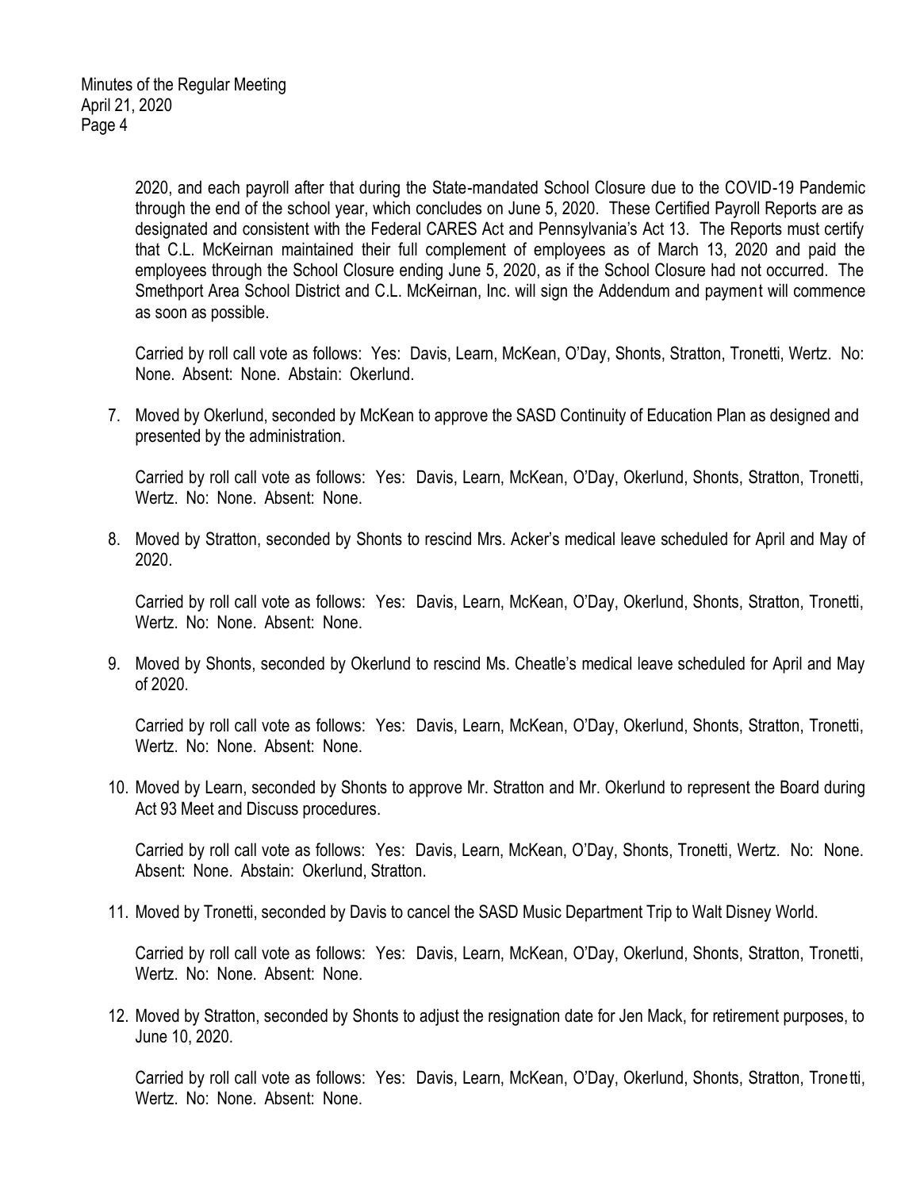2020, and each payroll after that during the State-mandated School Closure due to the COVID-19 Pandemic through the end of the school year, which concludes on June 5, 2020. These Certified Payroll Reports are as designated and consistent with the Federal CARES Act and Pennsylvania's Act 13. The Reports must certify that C.L. McKeirnan maintained their full complement of employees as of March 13, 2020 and paid the employees through the School Closure ending June 5, 2020, as if the School Closure had not occurred. The Smethport Area School District and C.L. McKeirnan, Inc. will sign the Addendum and payment will commence as soon as possible.

Carried by roll call vote as follows: Yes: Davis, Learn, McKean, O'Day, Shonts, Stratton, Tronetti, Wertz. No: None. Absent: None. Abstain: Okerlund.

7. Moved by Okerlund, seconded by McKean to approve the SASD Continuity of Education Plan as designed and presented by the administration.

   Carried by roll call vote as follows: Yes: Davis, Learn, McKean, O'Day, Okerlund, Shonts, Stratton, Tronetti, Wertz. No: None. Absent: None.

8. Moved by Stratton, seconded by Shonts to rescind Mrs. Acker's medical leave scheduled for April and May of 2020.

   Carried by roll call vote as follows: Yes: Davis, Learn, McKean, O'Day, Okerlund, Shonts, Stratton, Tronetti, Wertz. No: None. Absent: None.

9. Moved by Shonts, seconded by Okerlund to rescind Ms. Cheatle's medical leave scheduled for April and May of 2020.

   Carried by roll call vote as follows: Yes: Davis, Learn, McKean, O'Day, Okerlund, Shonts, Stratton, Tronetti, Wertz. No: None. Absent: None.

10. Moved by Learn, seconded by Shonts to approve Mr. Stratton and Mr. Okerlund to represent the Board during Act 93 Meet and Discuss procedures.

    Carried by roll call vote as follows: Yes: Davis, Learn, McKean, O'Day, Shonts, Tronetti, Wertz. No: None. Absent: None. Abstain: Okerlund, Stratton.

11. Moved by Tronetti, seconded by Davis to cancel the SASD Music Department Trip to Walt Disney World.

    Carried by roll call vote as follows: Yes: Davis, Learn, McKean, O'Day, Okerlund, Shonts, Stratton, Tronetti, Wertz. No: None. Absent: None.

12. Moved by Stratton, seconded by Shonts to adjust the resignation date for Jen Mack, for retirement purposes, to June 10, 2020.

    Carried by roll call vote as follows: Yes: Davis, Learn, McKean, O'Day, Okerlund, Shonts, Stratton, Tronetti, Wertz. No: None. Absent: None.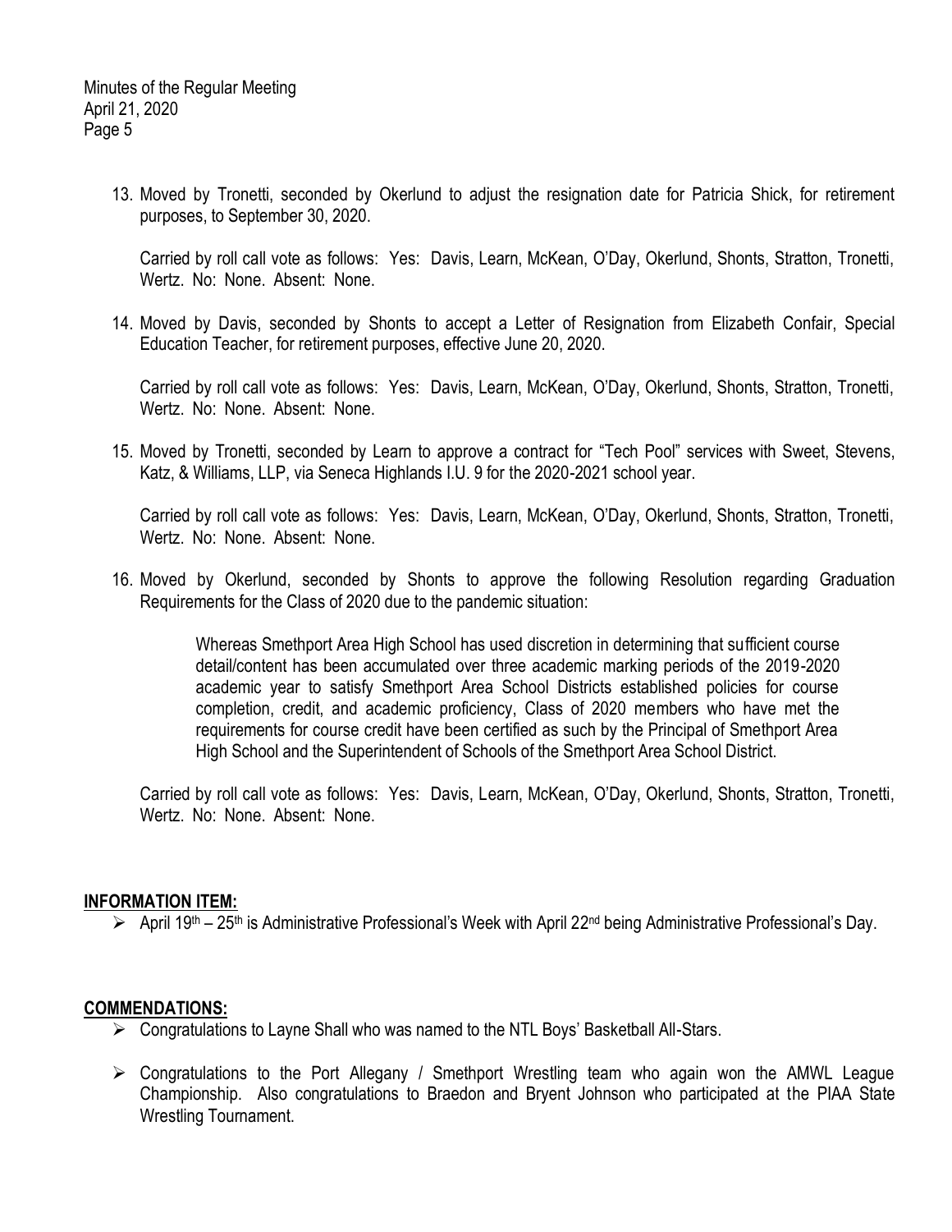13. Moved by Tronetti, seconded by Okerlund to adjust the resignation date for Patricia Shick, for retirement purposes, to September 30, 2020.

    Carried by roll call vote as follows: Yes: Davis, Learn, McKean, O'Day, Okerlund, Shonts, Stratton, Tronetti, Wertz. No: None. Absent: None.

14. Moved by Davis, seconded by Shonts to accept a Letter of Resignation from Elizabeth Confair, Special Education Teacher, for retirement purposes, effective June 20, 2020.

    Carried by roll call vote as follows: Yes: Davis, Learn, McKean, O'Day, Okerlund, Shonts, Stratton, Tronetti, Wertz. No: None. Absent: None.

15. Moved by Tronetti, seconded by Learn to approve a contract for "Tech Pool" services with Sweet, Stevens, Katz, & Williams, LLP, via Seneca Highlands I.U. 9 for the 2020-2021 school year.

    Carried by roll call vote as follows: Yes: Davis, Learn, McKean, O'Day, Okerlund, Shonts, Stratton, Tronetti, Wertz. No: None. Absent: None.

16. Moved by Okerlund, seconded by Shonts to approve the following Resolution regarding Graduation Requirements for the Class of 2020 due to the pandemic situation:

    > Whereas Smethport Area High School has used discretion in determining that sufficient course detail/content has been accumulated over three academic marking periods of the 2019-2020 academic year to satisfy Smethport Area School Districts established policies for course completion, credit, and academic proficiency, Class of 2020 members who have met the requirements for course credit have been certified as such by the Principal of Smethport Area High School and the Superintendent of Schools of the Smethport Area School District.

    Carried by roll call vote as follows: Yes: Davis, Learn, McKean, O'Day, Okerlund, Shonts, Stratton, Tronetti, Wertz. No: None. Absent: None.

**INFORMATION ITEM:**

- April 19th – 25th is Administrative Professional's Week with April 22nd being Administrative Professional's Day.

**COMMENDATIONS:**

- Congratulations to Layne Shall who was named to the NTL Boys' Basketball All-Stars.
- Congratulations to the Port Allegany / Smethport Wrestling team who again won the AMWL League Championship. Also congratulations to Braedon and Bryent Johnson who participated at the PIAA State Wrestling Tournament.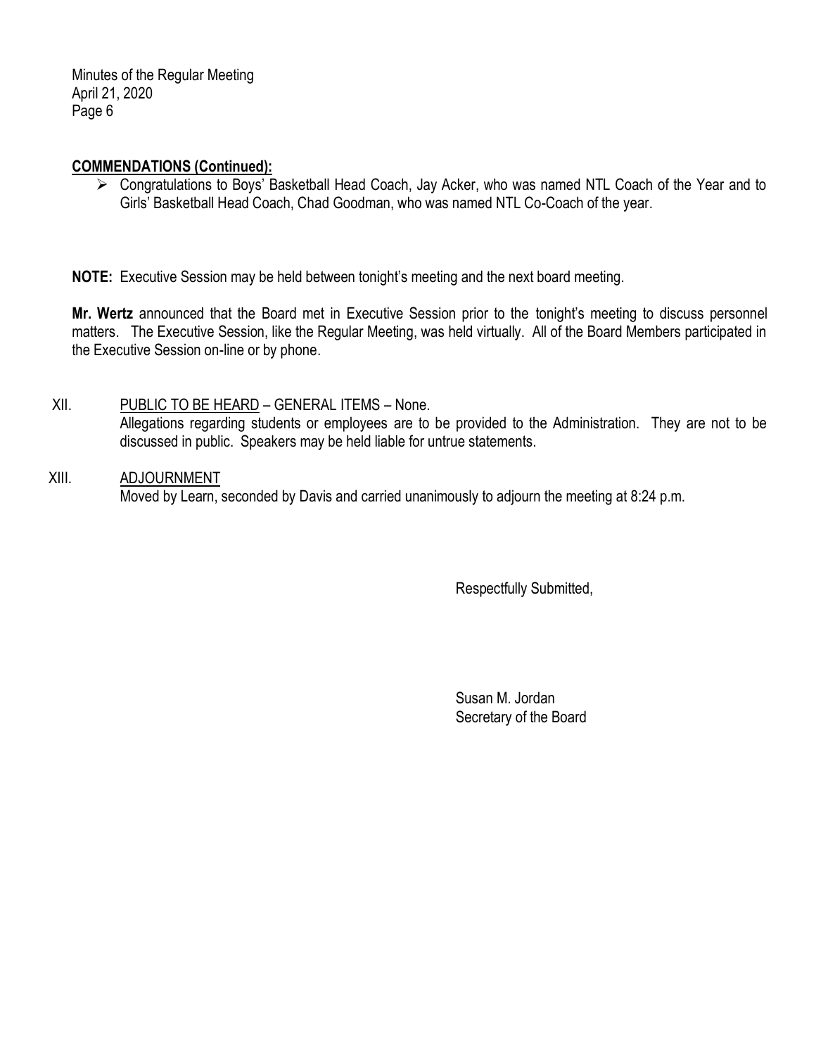**COMMENDATIONS (Continued):**

- Congratulations to Boys' Basketball Head Coach, Jay Acker, who was named NTL Coach of the Year and to Girls' Basketball Head Coach, Chad Goodman, who was named NTL Co-Coach of the year.

**NOTE:** Executive Session may be held between tonight's meeting and the next board meeting.

**Mr. Wertz** announced that the Board met in Executive Session prior to the tonight's meeting to discuss personnel matters. The Executive Session, like the Regular Meeting, was held virtually. All of the Board Members participated in the Executive Session on-line or by phone.

XII. PUBLIC TO BE HEARD – GENERAL ITEMS – None.
Allegations regarding students or employees are to be provided to the Administration. They are not to be discussed in public. Speakers may be held liable for untrue statements.

XIII. ADJOURNMENT
Moved by Learn, seconded by Davis and carried unanimously to adjourn the meeting at 8:24 p.m.

Respectfully Submitted,

Susan M. Jordan
Secretary of the Board